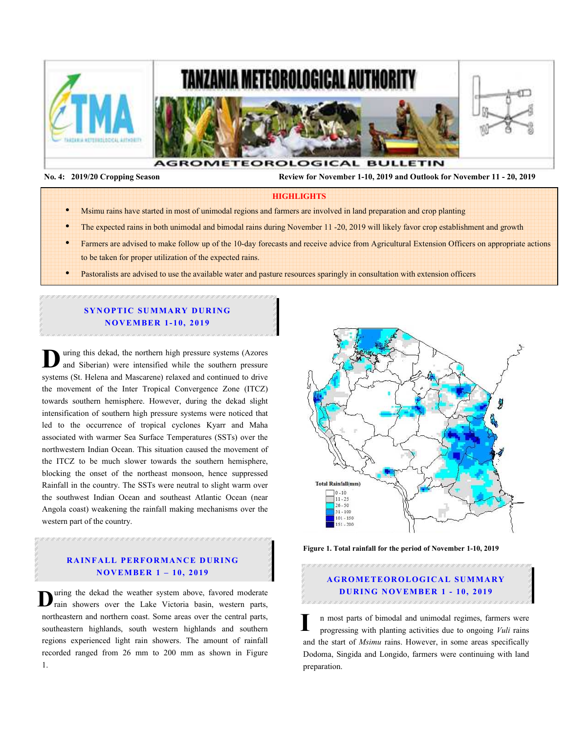# TANZANIA METEOROLOGICAL AUTHORITY

## AGROMETEOROLOGICAL BULLETIN

**No. 4: 2019/20 Cropping Season** **Review for November 1-10, 2019 and Outlook for November 11 - 20, 2019**

### HIGHLIGHTS

- Msimu rains have started in most of unimodal regions and farmers are involved in land preparation and crop planting
- The expected rains in both unimodal and bimodal rains during November 11 -20, 2019 will likely favor crop establishment and growth
- Farmers are advised to make follow up of the 10-day forecasts and receive advice from Agricultural Extension Officers on appropriate actions to be taken for proper utilization of the expected rains.
- Pastoralists are advised to use the available water and pasture resources sparingly in consultation with extension officers

## SYNOPTIC SUMMARY DURING NOVEMBER 1-10, 2019

During this dekad, the northern high pressure systems (Azores and Siberian) were intensified while the southern pressure systems (St. Helena and Mascarene) relaxed and continued to drive the movement of the Inter Tropical Convergence Zone (ITCZ) towards southern hemisphere. However, during the dekad slight intensification of southern high pressure systems were noticed that led to the occurrence of tropical cyclones Kyarr and Maha associated with warmer Sea Surface Temperatures (SSTs) over the northwestern Indian Ocean. This situation caused the movement of the ITCZ to be much slower towards the southern hemisphere, blocking the onset of the northeast monsoon, hence suppressed Rainfall in the country. The SSTs were neutral to slight warm over the southwest Indian Ocean and southeast Atlantic Ocean (near Angola coast) weakening the rainfall making mechanisms over the western part of the country.

## RAINFALL PERFORMANCE DURING NOVEMBER 1 – 10, 2019

During the dekad the weather system above, favored moderate rain showers over the Lake Victoria basin, western parts, northeastern and northern coast. Some areas over the central parts, southeastern highlands, south western highlands and southern regions experienced light rain showers. The amount of rainfall recorded ranged from 26 mm to 200 mm as shown in Figure 1.

Total Rainfall(mm)

- 0 - 10
- 11 - 25
- 26 - 50
- 51 - 100
- 101 - 150
- 151 - 200

**Figure 1. Total rainfall for the period of November 1-10, 2019**

## AGROMETEOROLOGICAL SUMMARY DURING NOVEMBER 1 - 10, 2019

In most parts of bimodal and unimodal regimes, farmers were progressing with planting activities due to ongoing *Vuli* rains and the start of *Msimu* rains. However, in some areas specifically Dodoma, Singida and Longido, farmers were continuing with land preparation.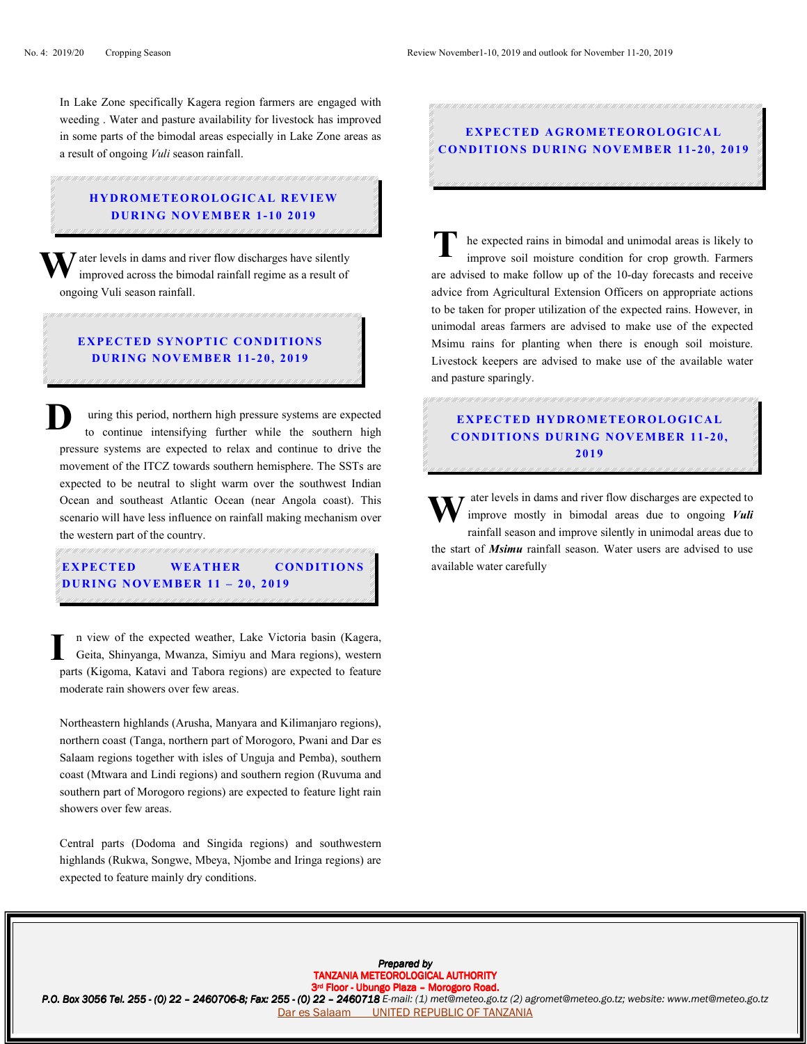In Lake Zone specifically Kagera region farmers are engaged with weeding . Water and pasture availability for livestock has improved in some parts of the bimodal areas especially in Lake Zone areas as a result of ongoing *Vuli* season rainfall.

## HYDROMETEOROLOGICAL REVIEW DURING NOVEMBER 1-10 2019

Water levels in dams and river flow discharges have silently improved across the bimodal rainfall regime as a result of ongoing Vuli season rainfall.

## EXPECTED SYNOPTIC CONDITIONS DURING NOVEMBER 11-20, 2019

During this period, northern high pressure systems are expected to continue intensifying further while the southern high pressure systems are expected to relax and continue to drive the movement of the ITCZ towards southern hemisphere. The SSTs are expected to be neutral to slight warm over the southwest Indian Ocean and southeast Atlantic Ocean (near Angola coast). This scenario will have less influence on rainfall making mechanism over the western part of the country.

## EXPECTED WEATHER CONDITIONS DURING NOVEMBER 11 – 20, 2019

In view of the expected weather, Lake Victoria basin (Kagera, Geita, Shinyanga, Mwanza, Simiyu and Mara regions), western parts (Kigoma, Katavi and Tabora regions) are expected to feature moderate rain showers over few areas.

Northeastern highlands (Arusha, Manyara and Kilimanjaro regions), northern coast (Tanga, northern part of Morogoro, Pwani and Dar es Salaam regions together with isles of Unguja and Pemba), southern coast (Mtwara and Lindi regions) and southern region (Ruvuma and southern part of Morogoro regions) are expected to feature light rain showers over few areas.

Central parts (Dodoma and Singida regions) and southwestern highlands (Rukwa, Songwe, Mbeya, Njombe and Iringa regions) are expected to feature mainly dry conditions.

## EXPECTED AGROMETEOROLOGICAL CONDITIONS DURING NOVEMBER 11-20, 2019

The expected rains in bimodal and unimodal areas is likely to improve soil moisture condition for crop growth. Farmers are advised to make follow up of the 10-day forecasts and receive advice from Agricultural Extension Officers on appropriate actions to be taken for proper utilization of the expected rains. However, in unimodal areas farmers are advised to make use of the expected Msimu rains for planting when there is enough soil moisture. Livestock keepers are advised to make use of the available water and pasture sparingly.

## EXPECTED HYDROMETEOROLOGICAL CONDITIONS DURING NOVEMBER 11-20, 2019

Water levels in dams and river flow discharges are expected to improve mostly in bimodal areas due to ongoing ***Vuli*** rainfall season and improve silently in unimodal areas due to the start of ***Msimu*** rainfall season. Water users are advised to use available water carefully

*Prepared by*
**TANZANIA METEOROLOGICAL AUTHORITY**
**3rd Floor - Ubungo Plaza – Morogoro Road.**
*P.O. Box 3056 Tel. 255 - (0) 22 – 2460706-8; Fax: 255 - (0) 22 – 2460718 E-mail: (1) met@meteo.go.tz (2) agromet@meteo.go.tz; website: www.met@meteo.go.tz*
Dar es Salaam UNITED REPUBLIC OF TANZANIA